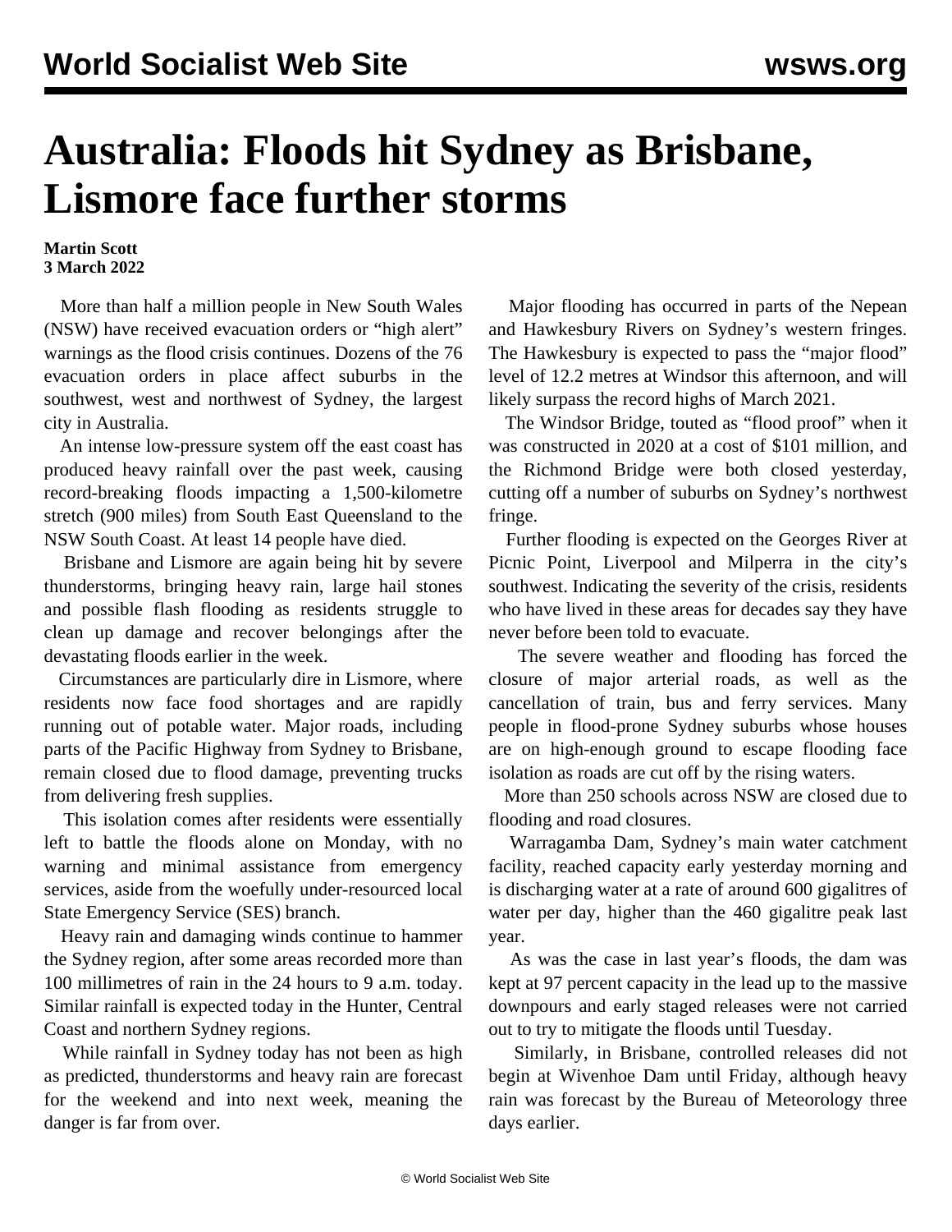# Australia: Floods hit Sydney as Brisbane, Lismore face further storms

**Martin Scott**
**3 March 2022**

More than half a million people in New South Wales (NSW) have received evacuation orders or "high alert" warnings as the flood crisis continues. Dozens of the 76 evacuation orders in place affect suburbs in the southwest, west and northwest of Sydney, the largest city in Australia.

An intense low-pressure system off the east coast has produced heavy rainfall over the past week, causing record-breaking floods impacting a 1,500-kilometre stretch (900 miles) from South East Queensland to the NSW South Coast. At least 14 people have died.

Brisbane and Lismore are again being hit by severe thunderstorms, bringing heavy rain, large hail stones and possible flash flooding as residents struggle to clean up damage and recover belongings after the devastating floods earlier in the week.

Circumstances are particularly dire in Lismore, where residents now face food shortages and are rapidly running out of potable water. Major roads, including parts of the Pacific Highway from Sydney to Brisbane, remain closed due to flood damage, preventing trucks from delivering fresh supplies.

This isolation comes after residents were essentially left to battle the floods alone on Monday, with no warning and minimal assistance from emergency services, aside from the woefully under-resourced local State Emergency Service (SES) branch.

Heavy rain and damaging winds continue to hammer the Sydney region, after some areas recorded more than 100 millimetres of rain in the 24 hours to 9 a.m. today. Similar rainfall is expected today in the Hunter, Central Coast and northern Sydney regions.

While rainfall in Sydney today has not been as high as predicted, thunderstorms and heavy rain are forecast for the weekend and into next week, meaning the danger is far from over.

Major flooding has occurred in parts of the Nepean and Hawkesbury Rivers on Sydney's western fringes. The Hawkesbury is expected to pass the "major flood" level of 12.2 metres at Windsor this afternoon, and will likely surpass the record highs of March 2021.

The Windsor Bridge, touted as "flood proof" when it was constructed in 2020 at a cost of $101 million, and the Richmond Bridge were both closed yesterday, cutting off a number of suburbs on Sydney's northwest fringe.

Further flooding is expected on the Georges River at Picnic Point, Liverpool and Milperra in the city's southwest. Indicating the severity of the crisis, residents who have lived in these areas for decades say they have never before been told to evacuate.

The severe weather and flooding has forced the closure of major arterial roads, as well as the cancellation of train, bus and ferry services. Many people in flood-prone Sydney suburbs whose houses are on high-enough ground to escape flooding face isolation as roads are cut off by the rising waters.

More than 250 schools across NSW are closed due to flooding and road closures.

Warragamba Dam, Sydney's main water catchment facility, reached capacity early yesterday morning and is discharging water at a rate of around 600 gigalitres of water per day, higher than the 460 gigalitre peak last year.

As was the case in last year's floods, the dam was kept at 97 percent capacity in the lead up to the massive downpours and early staged releases were not carried out to try to mitigate the floods until Tuesday.

Similarly, in Brisbane, controlled releases did not begin at Wivenhoe Dam until Friday, although heavy rain was forecast by the Bureau of Meteorology three days earlier.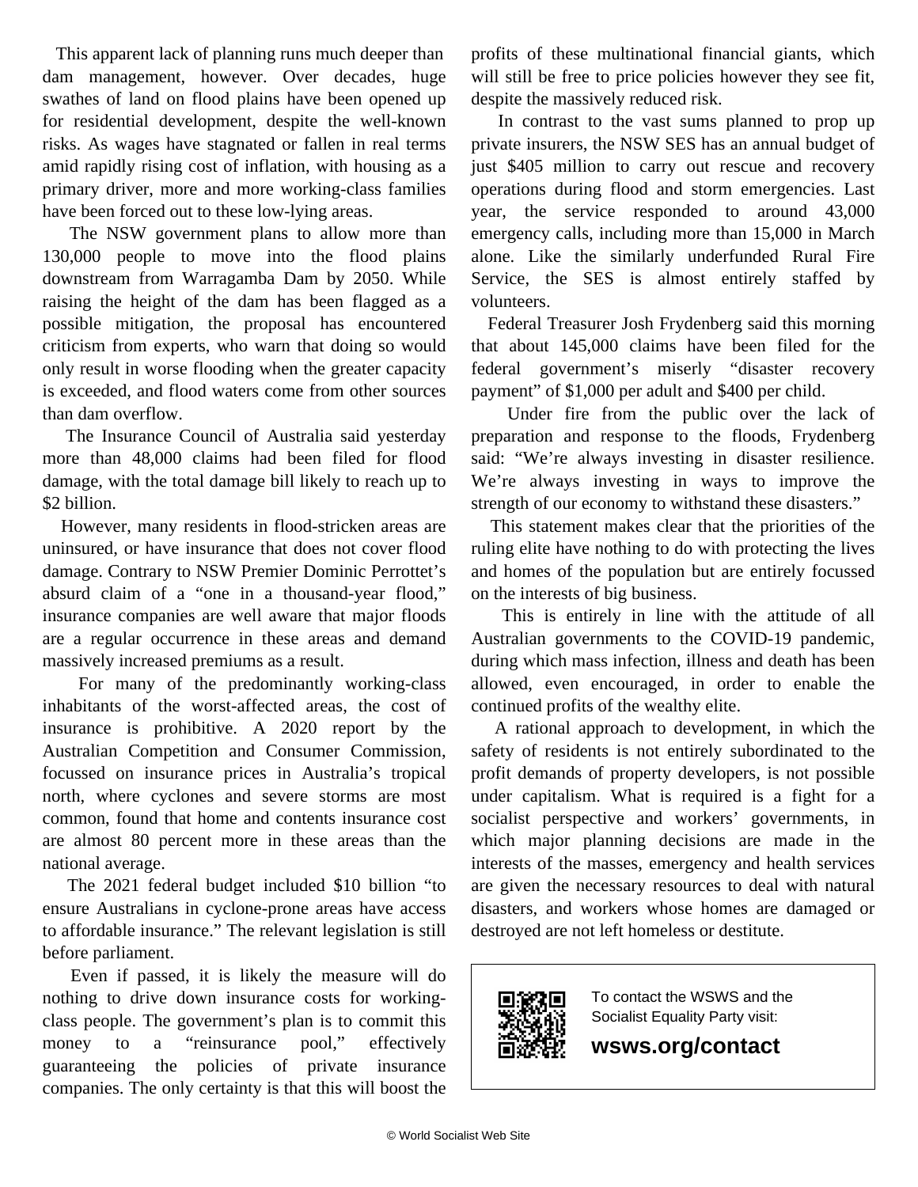This apparent lack of planning runs much deeper than dam management, however. Over decades, huge swathes of land on flood plains have been opened up for residential development, despite the well-known risks. As wages have stagnated or fallen in real terms amid rapidly rising cost of inflation, with housing as a primary driver, more and more working-class families have been forced out to these low-lying areas.

The NSW government plans to allow more than 130,000 people to move into the flood plains downstream from Warragamba Dam by 2050. While raising the height of the dam has been flagged as a possible mitigation, the proposal has encountered criticism from experts, who warn that doing so would only result in worse flooding when the greater capacity is exceeded, and flood waters come from other sources than dam overflow.

The Insurance Council of Australia said yesterday more than 48,000 claims had been filed for flood damage, with the total damage bill likely to reach up to $2 billion.

However, many residents in flood-stricken areas are uninsured, or have insurance that does not cover flood damage. Contrary to NSW Premier Dominic Perrottet's absurd claim of a "one in a thousand-year flood," insurance companies are well aware that major floods are a regular occurrence in these areas and demand massively increased premiums as a result.

For many of the predominantly working-class inhabitants of the worst-affected areas, the cost of insurance is prohibitive. A 2020 report by the Australian Competition and Consumer Commission, focussed on insurance prices in Australia's tropical north, where cyclones and severe storms are most common, found that home and contents insurance cost are almost 80 percent more in these areas than the national average.

The 2021 federal budget included $10 billion "to ensure Australians in cyclone-prone areas have access to affordable insurance." The relevant legislation is still before parliament.

Even if passed, it is likely the measure will do nothing to drive down insurance costs for working-class people. The government's plan is to commit this money to a "reinsurance pool," effectively guaranteeing the policies of private insurance companies. The only certainty is that this will boost the profits of these multinational financial giants, which will still be free to price policies however they see fit, despite the massively reduced risk.

In contrast to the vast sums planned to prop up private insurers, the NSW SES has an annual budget of just $405 million to carry out rescue and recovery operations during flood and storm emergencies. Last year, the service responded to around 43,000 emergency calls, including more than 15,000 in March alone. Like the similarly underfunded Rural Fire Service, the SES is almost entirely staffed by volunteers.

Federal Treasurer Josh Frydenberg said this morning that about 145,000 claims have been filed for the federal government's miserly "disaster recovery payment" of $1,000 per adult and $400 per child.

Under fire from the public over the lack of preparation and response to the floods, Frydenberg said: "We're always investing in disaster resilience. We're always investing in ways to improve the strength of our economy to withstand these disasters."

This statement makes clear that the priorities of the ruling elite have nothing to do with protecting the lives and homes of the population but are entirely focussed on the interests of big business.

This is entirely in line with the attitude of all Australian governments to the COVID-19 pandemic, during which mass infection, illness and death has been allowed, even encouraged, in order to enable the continued profits of the wealthy elite.

A rational approach to development, in which the safety of residents is not entirely subordinated to the profit demands of property developers, is not possible under capitalism. What is required is a fight for a socialist perspective and workers' governments, in which major planning decisions are made in the interests of the masses, emergency and health services are given the necessary resources to deal with natural disasters, and workers whose homes are damaged or destroyed are not left homeless or destitute.

To contact the WSWS and the Socialist Equality Party visit:

**wsws.org/contact**